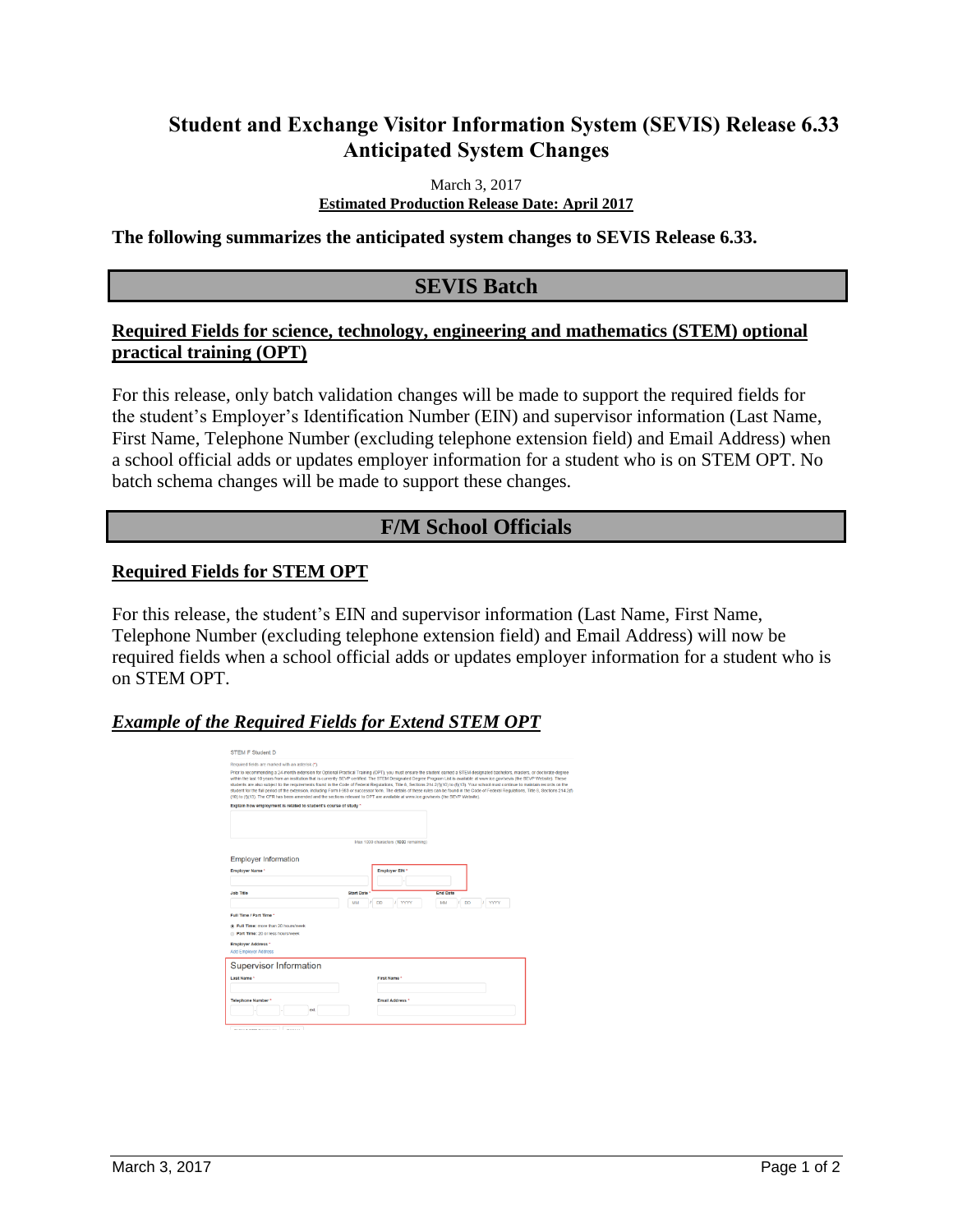# Student and Exchange Visitor Information System (SEVIS) Release 6.33 Anticipated System Changes

March 3, 2017

**Estimated Production Release Date: April 2017**

**The following summarizes the anticipated system changes to SEVIS Release 6.33.**

## SEVIS Batch

### Required Fields for science, technology, engineering and mathematics (STEM) optional practical training (OPT)

For this release, only batch validation changes will be made to support the required fields for the student's Employer's Identification Number (EIN) and supervisor information (Last Name, First Name, Telephone Number (excluding telephone extension field) and Email Address) when a school official adds or updates employer information for a student who is on STEM OPT. No batch schema changes will be made to support these changes.

## F/M School Officials

### Required Fields for STEM OPT

For this release, the student's EIN and supervisor information (Last Name, First Name, Telephone Number (excluding telephone extension field) and Email Address) will now be required fields when a school official adds or updates employer information for a student who is on STEM OPT.

### *Example of the Required Fields for Extend STEM OPT*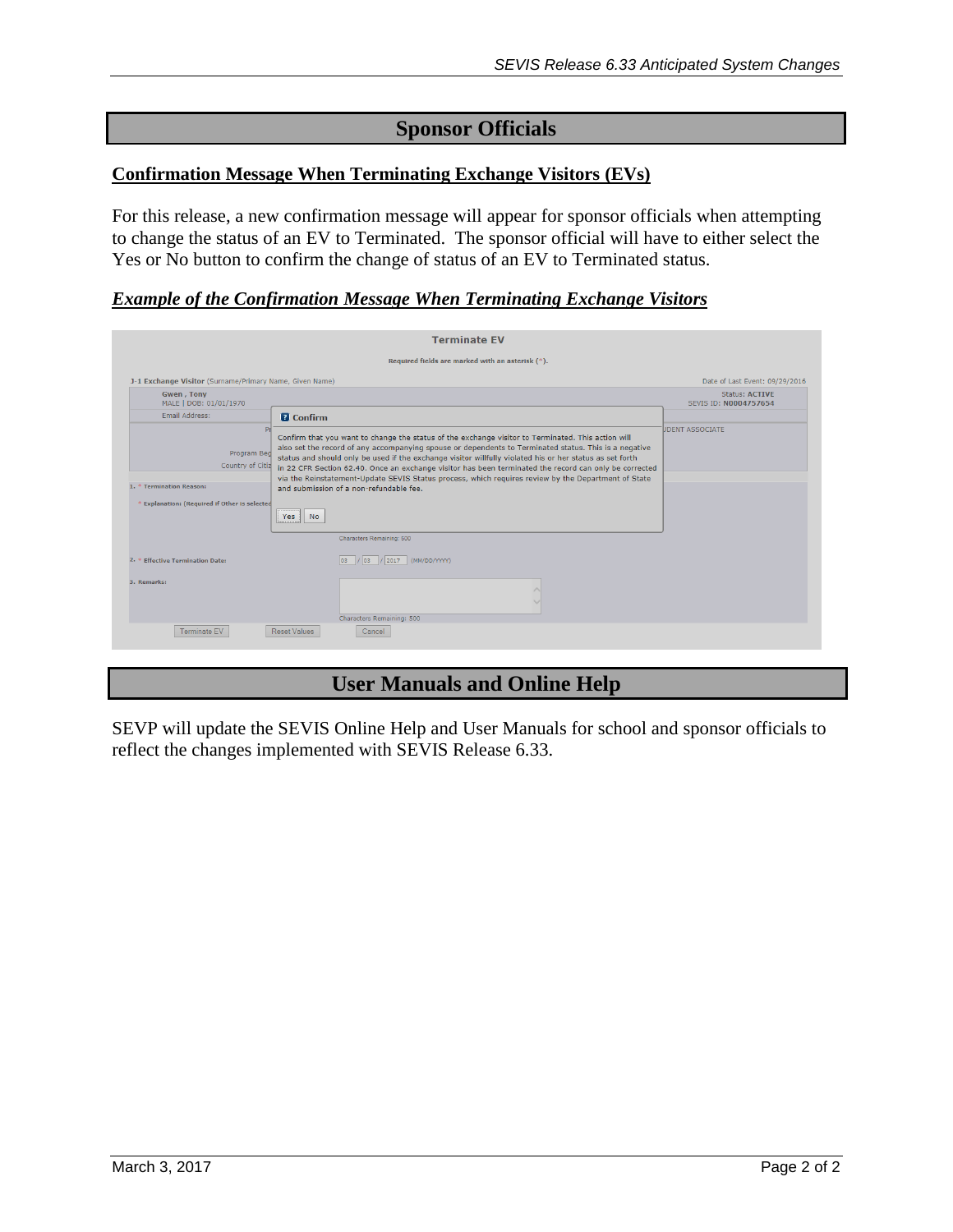# Sponsor Officials

## Confirmation Message When Terminating Exchange Visitors (EVs)

For this release, a new confirmation message will appear for sponsor officials when attempting to change the status of an EV to Terminated. The sponsor official will have to either select the Yes or No button to confirm the change of status of an EV to Terminated status.

***Example of the Confirmation Message When Terminating Exchange Visitors***

Terminate EV

Required fields are marked with an asterisk (*).

J-1 Exchange Visitor (Surname/Primary Name, Given Name)

Date of Last Event: 09/29/2016

Gwen , Tony
MALE | DOB: 01/01/1970

Status: ACTIVE
SEVIS ID: N0004757654

Email Address:

Confirm

Confirm that you want to change the status of the exchange visitor to Terminated. This action will also set the record of any accompanying spouse or dependents to Terminated status. This is a negative status and should only be used if the exchange visitor willfully violated his or her status as set forth in 22 CFR Section 62.40. Once an exchange visitor has been terminated the record can only be corrected via the Reinstatement-Update SEVIS Status process, which requires review by the Department of State and submission of a non-refundable fee.

Yes No

1. * Termination Reason:

* Explanation: (Required if Other is selected)

Characters Remaining: 500

2. * Effective Termination Date: 03 / 03 / 2017 (MM/DD/YYYY)

3. Remarks:

Characters Remaining: 500

Terminate EV Reset Values Cancel

# User Manuals and Online Help

SEVP will update the SEVIS Online Help and User Manuals for school and sponsor officials to reflect the changes implemented with SEVIS Release 6.33.